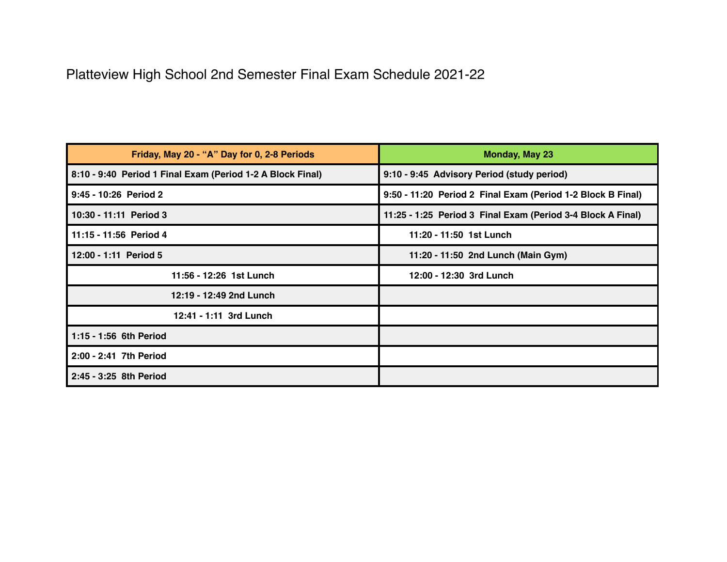# Platteview High School 2nd Semester Final Exam Schedule 2021-22

| Friday, May 20 - "A" Day for 0, 2-8 Periods | Monday, May 23 |
|---|---|
| 8:10 - 9:40 Period 1 Final Exam (Period 1-2 A Block Final) | 9:10 - 9:45 Advisory Period (study period) |
| 9:45 - 10:26 Period 2 | 9:50 - 11:20 Period 2 Final Exam (Period 1-2 Block B Final) |
| 10:30 - 11:11 Period 3 | 11:25 - 1:25 Period 3 Final Exam (Period 3-4 Block A Final) |
| 11:15 - 11:56 Period 4 | 11:20 - 11:50 1st Lunch |
| 12:00 - 1:11 Period 5 | 11:20 - 11:50 2nd Lunch (Main Gym) |
| 11:56 - 12:26 1st Lunch | 12:00 - 12:30 3rd Lunch |
| 12:19 - 12:49 2nd Lunch | |
| 12:41 - 1:11 3rd Lunch | |
| 1:15 - 1:56 6th Period | |
| 2:00 - 2:41 7th Period | |
| 2:45 - 3:25 8th Period | |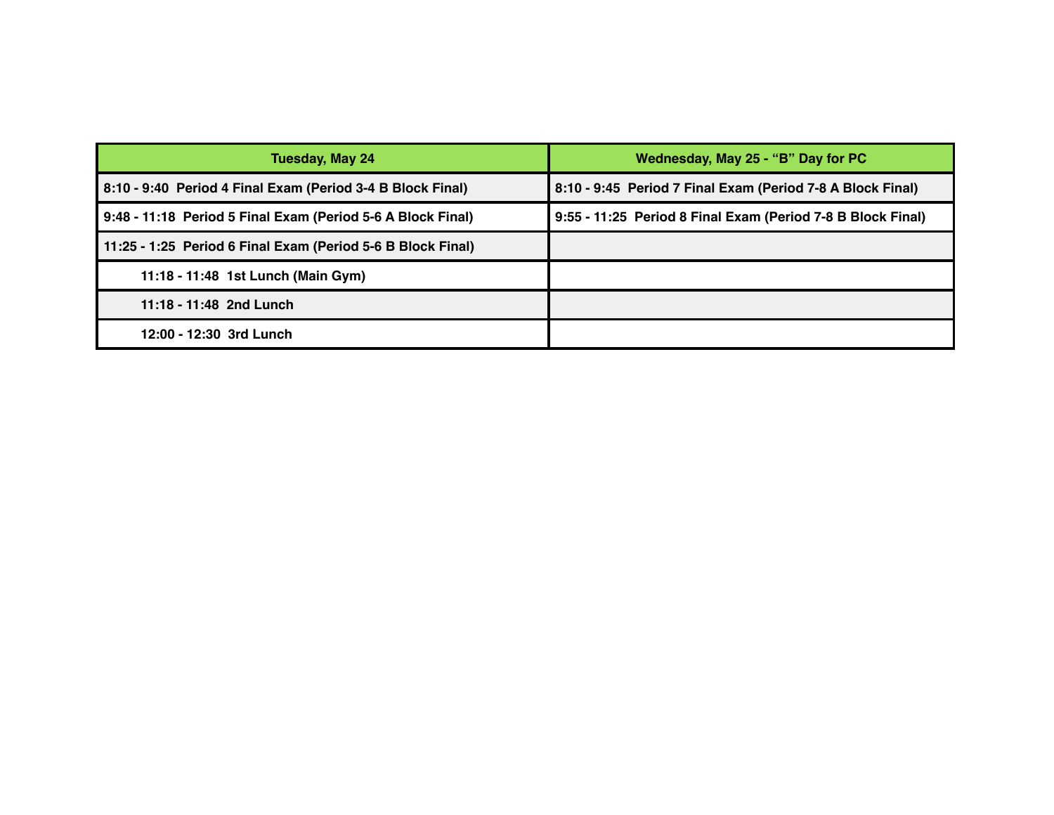| Tuesday, May 24 | Wednesday, May 25 - “B” Day for PC |
|---|---|
| 8:10 - 9:40  Period 4 Final Exam (Period 3-4 B Block Final) | 8:10 - 9:45  Period 7 Final Exam (Period 7-8 A Block Final) |
| 9:48 - 11:18  Period 5 Final Exam (Period 5-6 A Block Final) | 9:55 - 11:25  Period 8 Final Exam (Period 7-8 B Block Final) |
| 11:25 - 1:25  Period 6 Final Exam (Period 5-6 B Block Final) | |
| 11:18 - 11:48  1st Lunch (Main Gym) | |
| 11:18 - 11:48  2nd Lunch | |
| 12:00 - 12:30  3rd Lunch | |